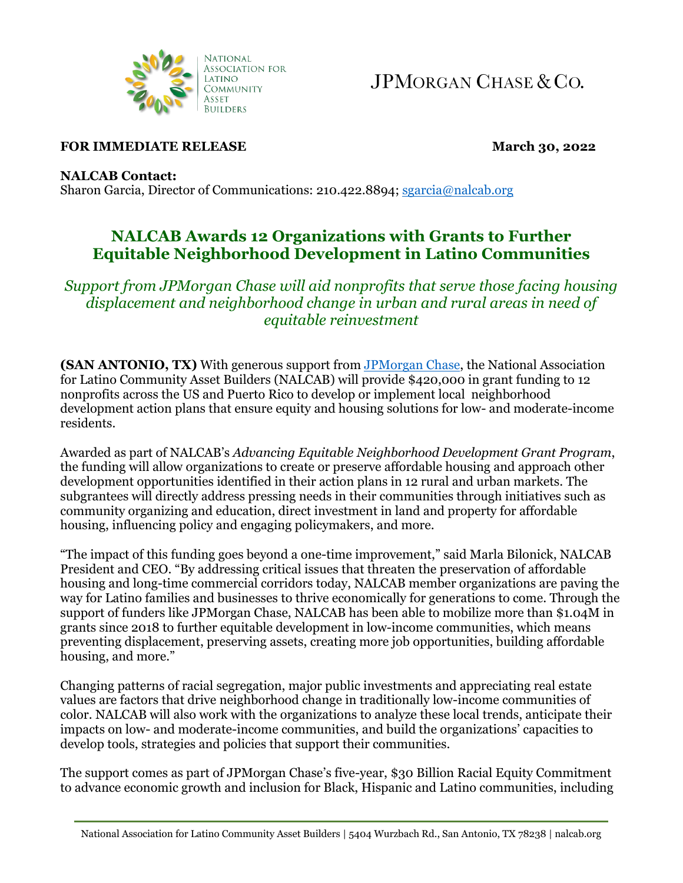**FOR IMMEDIATE RELEASE** **March 30, 2022**

**NALCAB Contact:**
Sharon Garcia, Director of Communications: 210.422.8894; sgarcia@nalcab.org

# NALCAB Awards 12 Organizations with Grants to Further Equitable Neighborhood Development in Latino Communities

*Support from JPMorgan Chase will aid nonprofits that serve those facing housing displacement and neighborhood change in urban and rural areas in need of equitable reinvestment*

**(SAN ANTONIO, TX)** With generous support from JPMorgan Chase, the National Association for Latino Community Asset Builders (NALCAB) will provide $420,000 in grant funding to 12 nonprofits across the US and Puerto Rico to develop or implement local neighborhood development action plans that ensure equity and housing solutions for low- and moderate-income residents.

Awarded as part of NALCAB's *Advancing Equitable Neighborhood Development Grant Program*, the funding will allow organizations to create or preserve affordable housing and approach other development opportunities identified in their action plans in 12 rural and urban markets. The subgrantees will directly address pressing needs in their communities through initiatives such as community organizing and education, direct investment in land and property for affordable housing, influencing policy and engaging policymakers, and more.

"The impact of this funding goes beyond a one-time improvement," said Marla Bilonick, NALCAB President and CEO. "By addressing critical issues that threaten the preservation of affordable housing and long-time commercial corridors today, NALCAB member organizations are paving the way for Latino families and businesses to thrive economically for generations to come. Through the support of funders like JPMorgan Chase, NALCAB has been able to mobilize more than $1.04M in grants since 2018 to further equitable development in low-income communities, which means preventing displacement, preserving assets, creating more job opportunities, building affordable housing, and more."

Changing patterns of racial segregation, major public investments and appreciating real estate values are factors that drive neighborhood change in traditionally low-income communities of color. NALCAB will also work with the organizations to analyze these local trends, anticipate their impacts on low- and moderate-income communities, and build the organizations' capacities to develop tools, strategies and policies that support their communities.

The support comes as part of JPMorgan Chase's five-year, $30 Billion Racial Equity Commitment to advance economic growth and inclusion for Black, Hispanic and Latino communities, including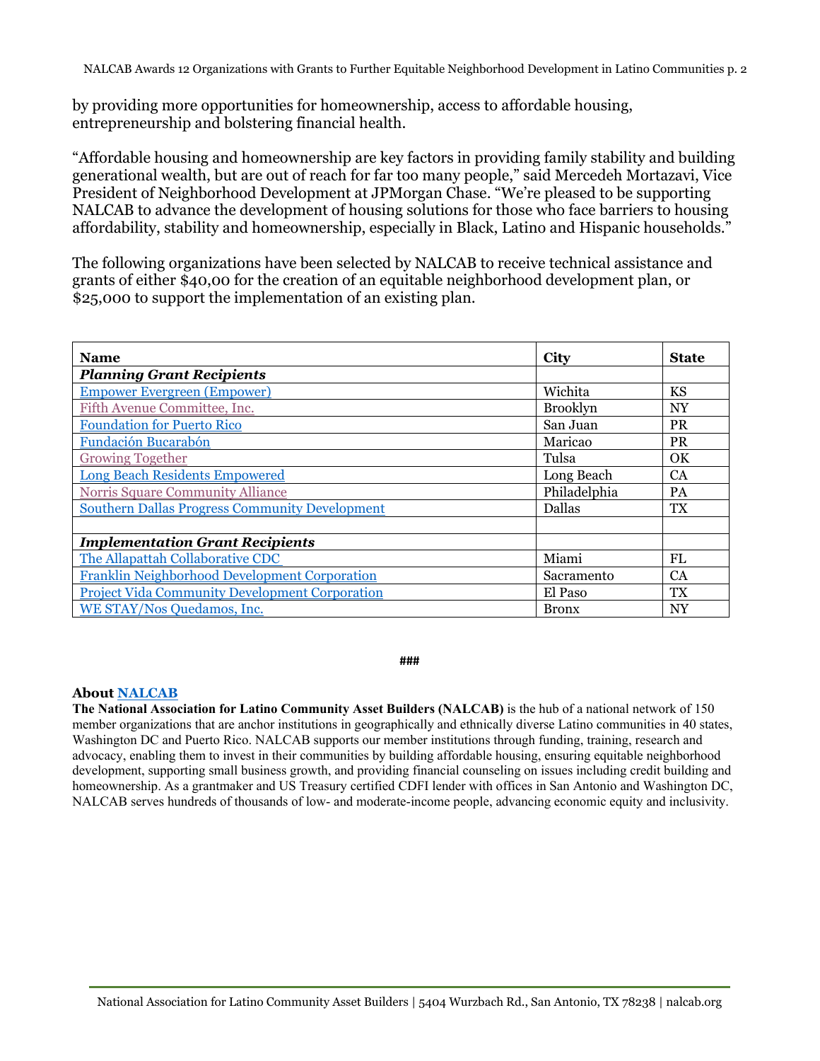by providing more opportunities for homeownership, access to affordable housing, entrepreneurship and bolstering financial health.

“Affordable housing and homeownership are key factors in providing family stability and building generational wealth, but are out of reach for far too many people,” said Mercedeh Mortazavi, Vice President of Neighborhood Development at JPMorgan Chase. “We’re pleased to be supporting NALCAB to advance the development of housing solutions for those who face barriers to housing affordability, stability and homeownership, especially in Black, Latino and Hispanic households.”

The following organizations have been selected by NALCAB to receive technical assistance and grants of either $40,00 for the creation of an equitable neighborhood development plan, or $25,000 to support the implementation of an existing plan.

| Name | City | State |
|---|---|---|
| ***Planning Grant Recipients*** | | |
| Empower Evergreen (Empower) | Wichita | KS |
| Fifth Avenue Committee, Inc. | Brooklyn | NY |
| Foundation for Puerto Rico | San Juan | PR |
| Fundación Bucarabón | Maricao | PR |
| Growing Together | Tulsa | OK |
| Long Beach Residents Empowered | Long Beach | CA |
| Norris Square Community Alliance | Philadelphia | PA |
| Southern Dallas Progress Community Development | Dallas | TX |
| | | |
| ***Implementation Grant Recipients*** | | |
| The Allapattah Collaborative CDC | Miami | FL |
| Franklin Neighborhood Development Corporation | Sacramento | CA |
| Project Vida Community Development Corporation | El Paso | TX |
| WE STAY/Nos Quedamos, Inc. | Bronx | NY |

###

**About NALCAB**

**The National Association for Latino Community Asset Builders (NALCAB)** is the hub of a national network of 150 member organizations that are anchor institutions in geographically and ethnically diverse Latino communities in 40 states, Washington DC and Puerto Rico. NALCAB supports our member institutions through funding, training, research and advocacy, enabling them to invest in their communities by building affordable housing, ensuring equitable neighborhood development, supporting small business growth, and providing financial counseling on issues including credit building and homeownership. As a grantmaker and US Treasury certified CDFI lender with offices in San Antonio and Washington DC, NALCAB serves hundreds of thousands of low- and moderate-income people, advancing economic equity and inclusivity.